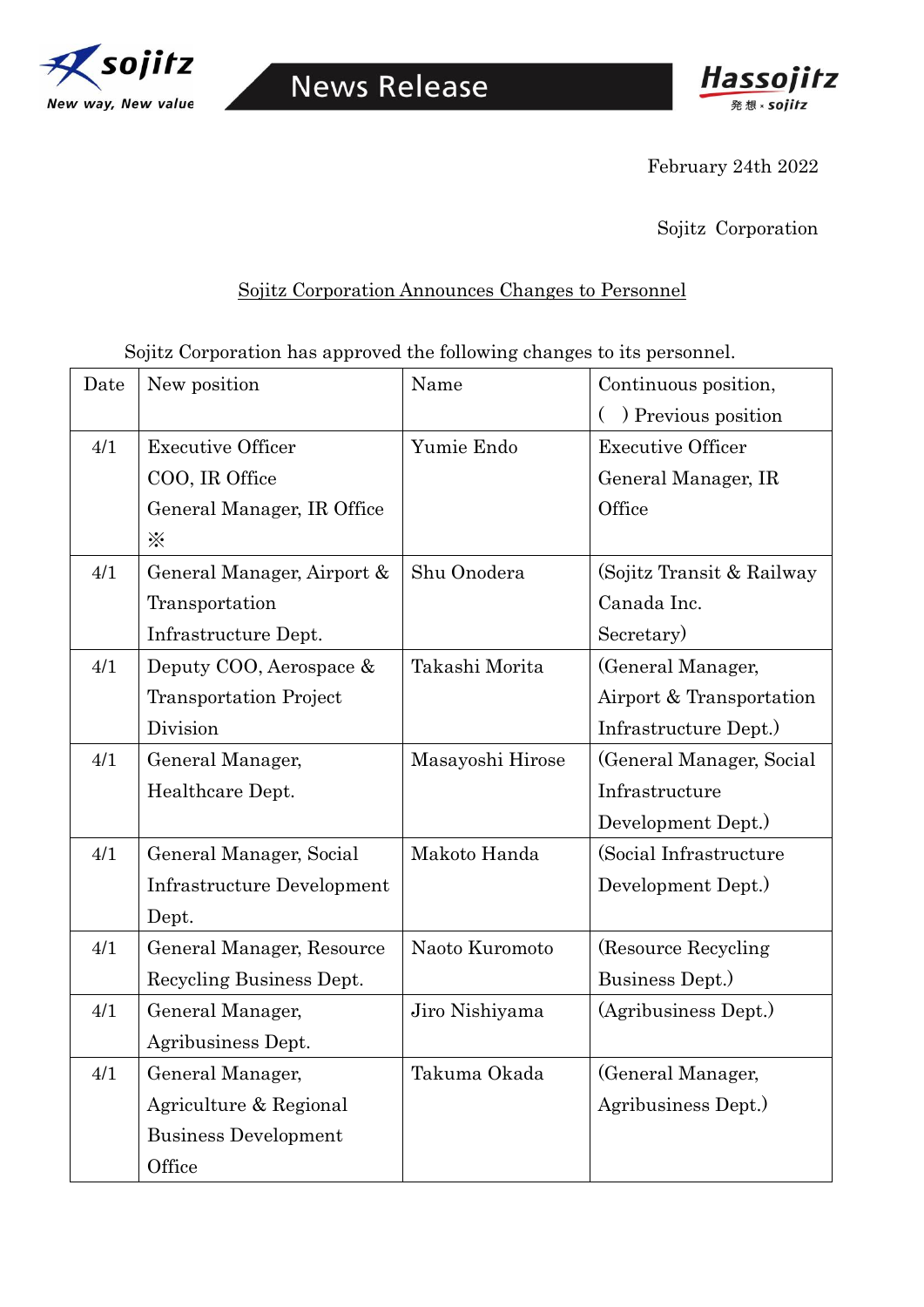February 24th 2022

Sojitz Corporation

# Sojitz Corporation Announces Changes to Personnel

Sojitz Corporation has approved the following changes to its personnel.

| Date | New position | Name | Continuous position, ( ) Previous position |
|---|---|---|---|
| 4/1 | Executive Officer COO, IR Office General Manager, IR Office ※ | Yumie Endo | Executive Officer General Manager, IR Office |
| 4/1 | General Manager, Airport & Transportation Infrastructure Dept. | Shu Onodera | (Sojitz Transit & Railway Canada Inc. Secretary) |
| 4/1 | Deputy COO, Aerospace & Transportation Project Division | Takashi Morita | (General Manager, Airport & Transportation Infrastructure Dept.) |
| 4/1 | General Manager, Healthcare Dept. | Masayoshi Hirose | (General Manager, Social Infrastructure Development Dept.) |
| 4/1 | General Manager, Social Infrastructure Development Dept. | Makoto Handa | (Social Infrastructure Development Dept.) |
| 4/1 | General Manager, Resource Recycling Business Dept. | Naoto Kuromoto | (Resource Recycling Business Dept.) |
| 4/1 | General Manager, Agribusiness Dept. | Jiro Nishiyama | (Agribusiness Dept.) |
| 4/1 | General Manager, Agriculture & Regional Business Development Office | Takuma Okada | (General Manager, Agribusiness Dept.) |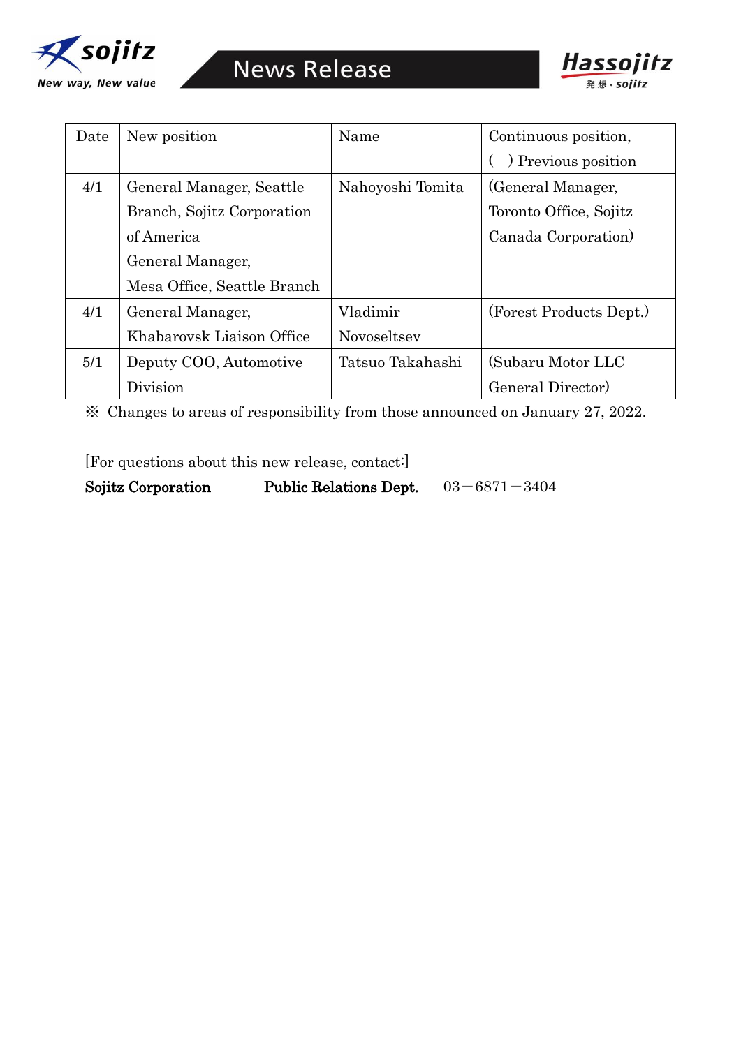| Date | New position | Name | Continuous position, ( ) Previous position |
|---|---|---|---|
| 4/1 | General Manager, Seattle Branch, Sojitz Corporation of America<br>General Manager, Mesa Office, Seattle Branch | Nahoyoshi Tomita | (General Manager, Toronto Office, Sojitz Canada Corporation) |
| 4/1 | General Manager, Khabarovsk Liaison Office | Vladimir Novoseltsev | (Forest Products Dept.) |
| 5/1 | Deputy COO, Automotive Division | Tatsuo Takahashi | (Subaru Motor LLC General Director) |

※ Changes to areas of responsibility from those announced on January 27, 2022.

[For questions about this new release, contact:]

**Sojitz Corporation** **Public Relations Dept.** 03－6871－3404